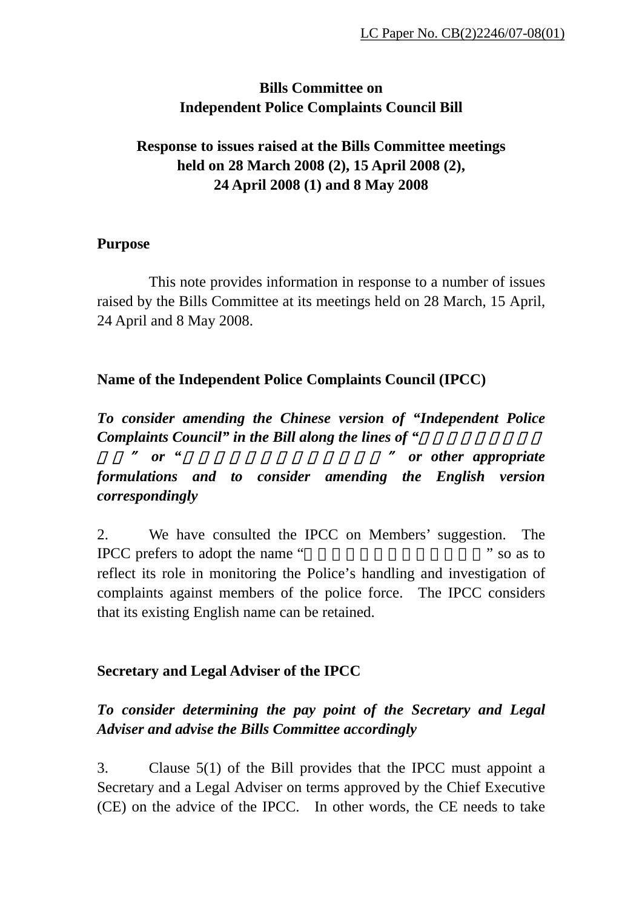LC Paper No. CB(2)2246/07-08(01)

**Bills Committee on**
**Independent Police Complaints Council Bill**

**Response to issues raised at the Bills Committee meetings held on 28 March 2008 (2), 15 April 2008 (2), 24 April 2008 (1) and 8 May 2008**

## Purpose

This note provides information in response to a number of issues raised by the Bills Committee at its meetings held on 28 March, 15 April, 24 April and 8 May 2008.

## Name of the Independent Police Complaints Council (IPCC)

***To consider amending the Chinese version of "Independent Police Complaints Council" in the Bill along the lines of "　　　　　　　　　" or "　　　　　　　　　　　　　" or other appropriate formulations and to consider amending the English version correspondingly***

2. We have consulted the IPCC on Members' suggestion. The IPCC prefers to adopt the name "　　　　　　　　　　　　" so as to reflect its role in monitoring the Police's handling and investigation of complaints against members of the police force. The IPCC considers that its existing English name can be retained.

## Secretary and Legal Adviser of the IPCC

***To consider determining the pay point of the Secretary and Legal Adviser and advise the Bills Committee accordingly***

3. Clause 5(1) of the Bill provides that the IPCC must appoint a Secretary and a Legal Adviser on terms approved by the Chief Executive (CE) on the advice of the IPCC. In other words, the CE needs to take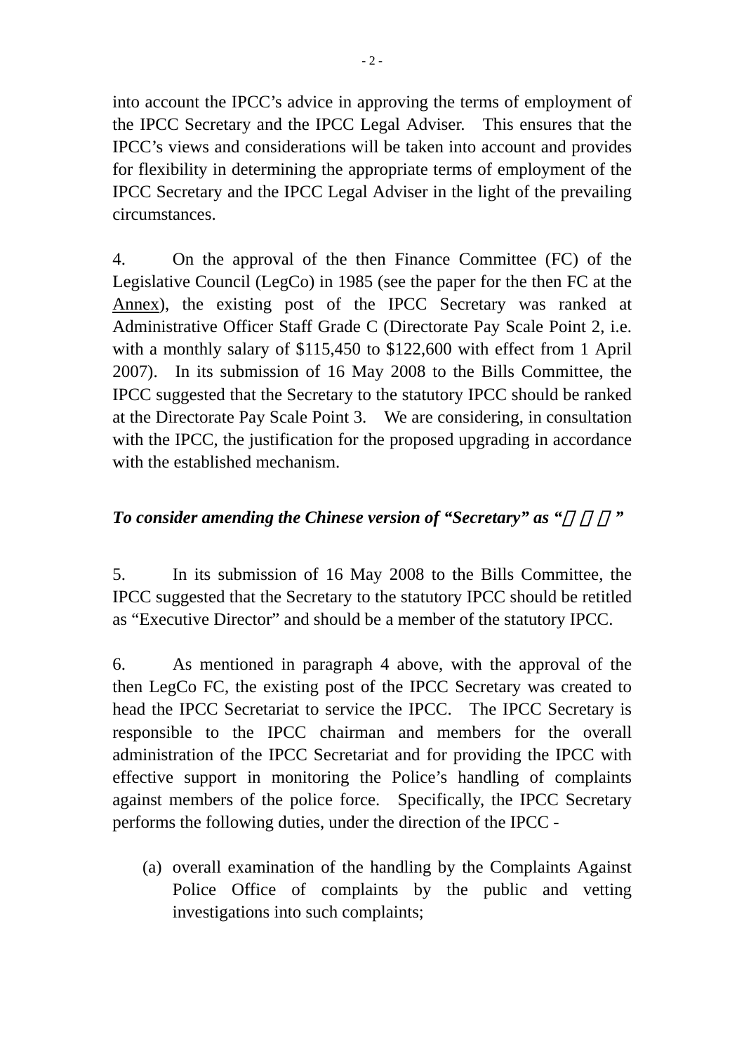into account the IPCC's advice in approving the terms of employment of the IPCC Secretary and the IPCC Legal Adviser. This ensures that the IPCC's views and considerations will be taken into account and provides for flexibility in determining the appropriate terms of employment of the IPCC Secretary and the IPCC Legal Adviser in the light of the prevailing circumstances.

4. On the approval of the then Finance Committee (FC) of the Legislative Council (LegCo) in 1985 (see the paper for the then FC at the Annex), the existing post of the IPCC Secretary was ranked at Administrative Officer Staff Grade C (Directorate Pay Scale Point 2, i.e. with a monthly salary of $115,450 to $122,600 with effect from 1 April 2007). In its submission of 16 May 2008 to the Bills Committee, the IPCC suggested that the Secretary to the statutory IPCC should be ranked at the Directorate Pay Scale Point 3. We are considering, in consultation with the IPCC, the justification for the proposed upgrading in accordance with the established mechanism.

***To consider amending the Chinese version of "Secretary" as "　　　"***

5. In its submission of 16 May 2008 to the Bills Committee, the IPCC suggested that the Secretary to the statutory IPCC should be retitled as "Executive Director" and should be a member of the statutory IPCC.

6. As mentioned in paragraph 4 above, with the approval of the then LegCo FC, the existing post of the IPCC Secretary was created to head the IPCC Secretariat to service the IPCC. The IPCC Secretary is responsible to the IPCC chairman and members for the overall administration of the IPCC Secretariat and for providing the IPCC with effective support in monitoring the Police's handling of complaints against members of the police force. Specifically, the IPCC Secretary performs the following duties, under the direction of the IPCC -

(a) overall examination of the handling by the Complaints Against Police Office of complaints by the public and vetting investigations into such complaints;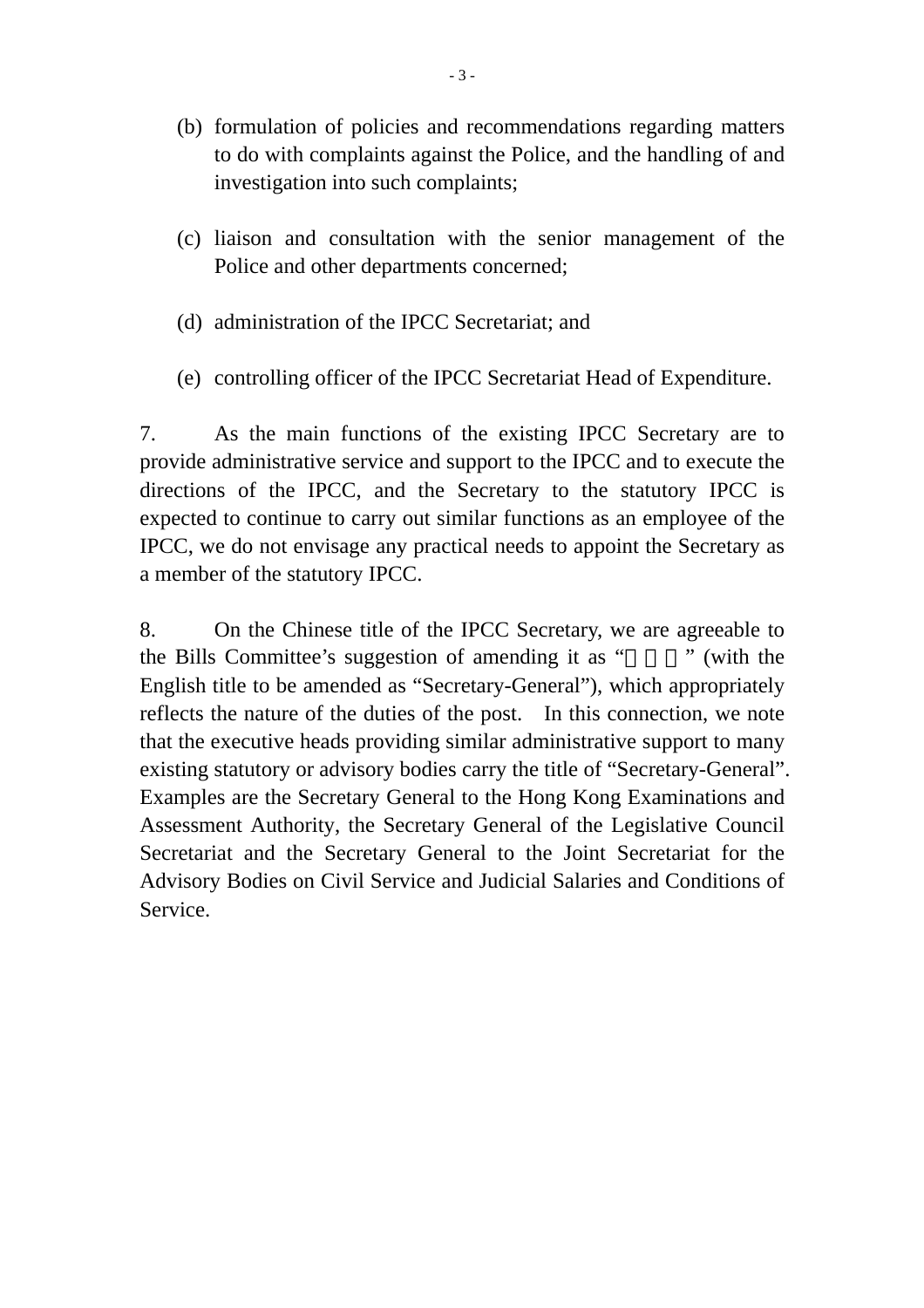(b) formulation of policies and recommendations regarding matters to do with complaints against the Police, and the handling of and investigation into such complaints;

(c) liaison and consultation with the senior management of the Police and other departments concerned;

(d) administration of the IPCC Secretariat; and

(e) controlling officer of the IPCC Secretariat Head of Expenditure.

7. As the main functions of the existing IPCC Secretary are to provide administrative service and support to the IPCC and to execute the directions of the IPCC, and the Secretary to the statutory IPCC is expected to continue to carry out similar functions as an employee of the IPCC, we do not envisage any practical needs to appoint the Secretary as a member of the statutory IPCC.

8. On the Chinese title of the IPCC Secretary, we are agreeable to the Bills Committee's suggestion of amending it as "□□□" (with the English title to be amended as "Secretary-General"), which appropriately reflects the nature of the duties of the post. In this connection, we note that the executive heads providing similar administrative support to many existing statutory or advisory bodies carry the title of "Secretary-General". Examples are the Secretary General to the Hong Kong Examinations and Assessment Authority, the Secretary General of the Legislative Council Secretariat and the Secretary General to the Joint Secretariat for the Advisory Bodies on Civil Service and Judicial Salaries and Conditions of Service.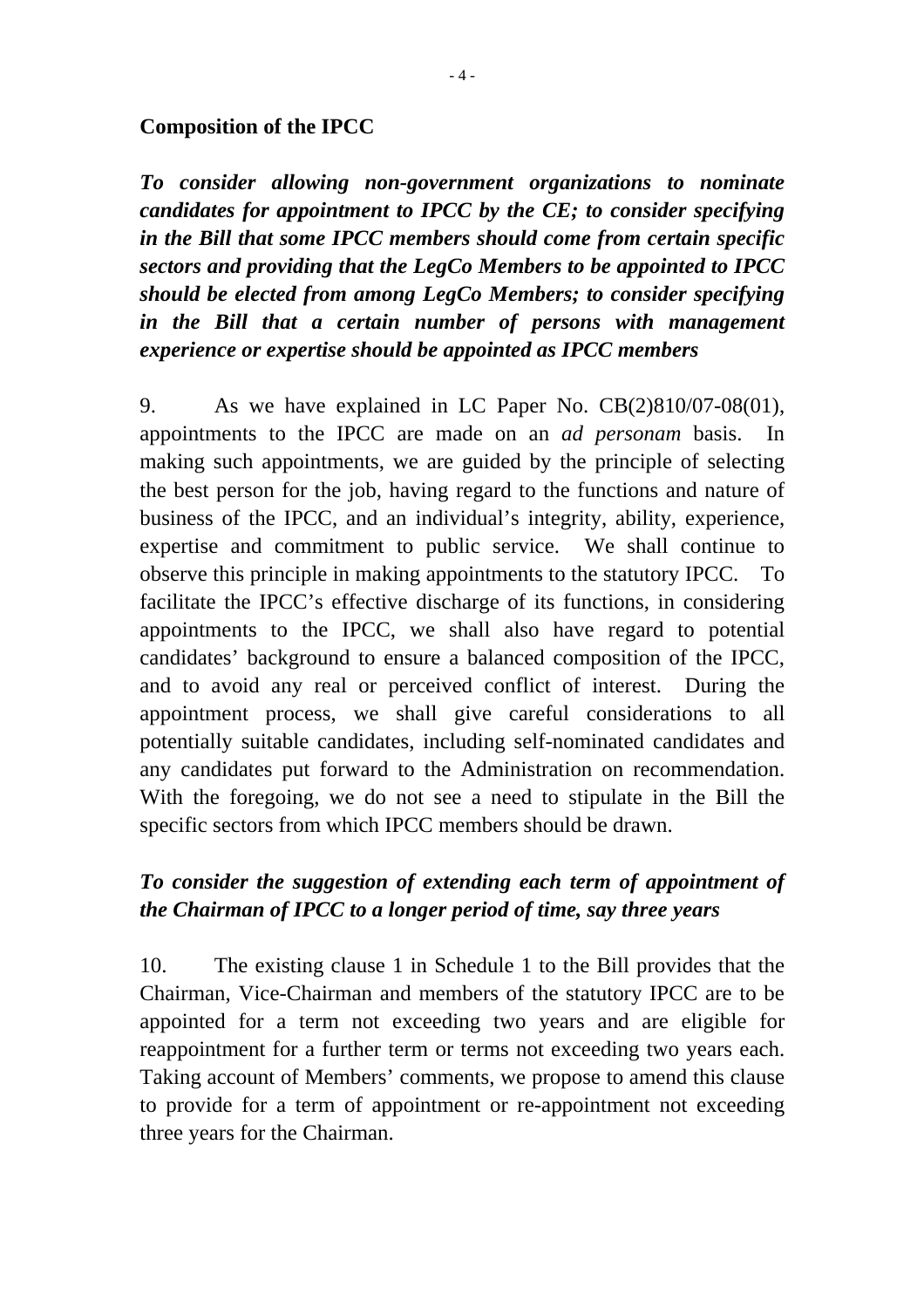**Composition of the IPCC**

***To consider allowing non-government organizations to nominate candidates for appointment to IPCC by the CE; to consider specifying in the Bill that some IPCC members should come from certain specific sectors and providing that the LegCo Members to be appointed to IPCC should be elected from among LegCo Members; to consider specifying in the Bill that a certain number of persons with management experience or expertise should be appointed as IPCC members***

9. As we have explained in LC Paper No. CB(2)810/07-08(01), appointments to the IPCC are made on an *ad personam* basis. In making such appointments, we are guided by the principle of selecting the best person for the job, having regard to the functions and nature of business of the IPCC, and an individual's integrity, ability, experience, expertise and commitment to public service. We shall continue to observe this principle in making appointments to the statutory IPCC. To facilitate the IPCC's effective discharge of its functions, in considering appointments to the IPCC, we shall also have regard to potential candidates' background to ensure a balanced composition of the IPCC, and to avoid any real or perceived conflict of interest. During the appointment process, we shall give careful considerations to all potentially suitable candidates, including self-nominated candidates and any candidates put forward to the Administration on recommendation. With the foregoing, we do not see a need to stipulate in the Bill the specific sectors from which IPCC members should be drawn.

***To consider the suggestion of extending each term of appointment of the Chairman of IPCC to a longer period of time, say three years***

10. The existing clause 1 in Schedule 1 to the Bill provides that the Chairman, Vice-Chairman and members of the statutory IPCC are to be appointed for a term not exceeding two years and are eligible for reappointment for a further term or terms not exceeding two years each. Taking account of Members' comments, we propose to amend this clause to provide for a term of appointment or re-appointment not exceeding three years for the Chairman.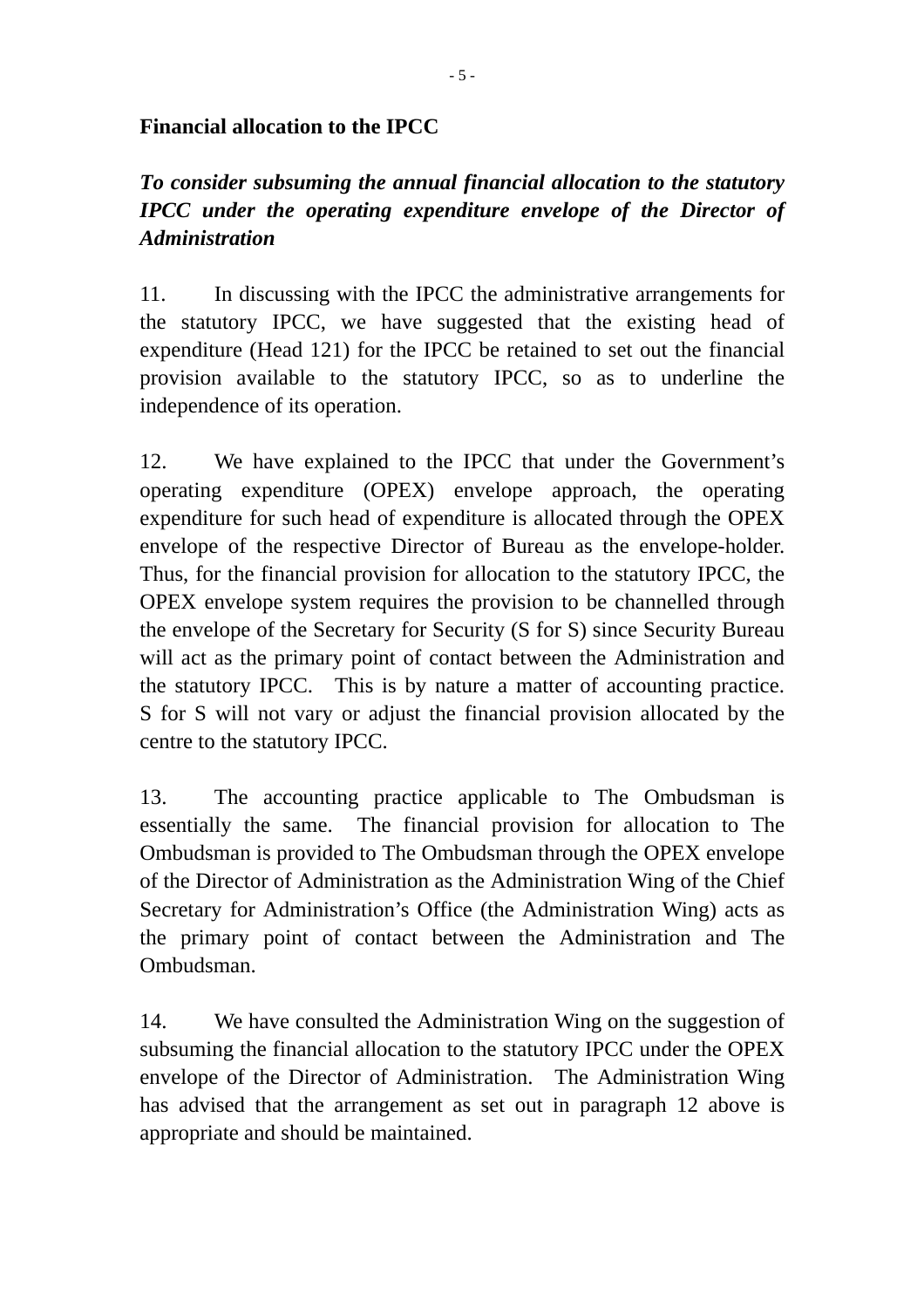**Financial allocation to the IPCC**

***To consider subsuming the annual financial allocation to the statutory IPCC under the operating expenditure envelope of the Director of Administration***

11. In discussing with the IPCC the administrative arrangements for the statutory IPCC, we have suggested that the existing head of expenditure (Head 121) for the IPCC be retained to set out the financial provision available to the statutory IPCC, so as to underline the independence of its operation.

12. We have explained to the IPCC that under the Government's operating expenditure (OPEX) envelope approach, the operating expenditure for such head of expenditure is allocated through the OPEX envelope of the respective Director of Bureau as the envelope-holder. Thus, for the financial provision for allocation to the statutory IPCC, the OPEX envelope system requires the provision to be channelled through the envelope of the Secretary for Security (S for S) since Security Bureau will act as the primary point of contact between the Administration and the statutory IPCC. This is by nature a matter of accounting practice. S for S will not vary or adjust the financial provision allocated by the centre to the statutory IPCC.

13. The accounting practice applicable to The Ombudsman is essentially the same. The financial provision for allocation to The Ombudsman is provided to The Ombudsman through the OPEX envelope of the Director of Administration as the Administration Wing of the Chief Secretary for Administration's Office (the Administration Wing) acts as the primary point of contact between the Administration and The Ombudsman.

14. We have consulted the Administration Wing on the suggestion of subsuming the financial allocation to the statutory IPCC under the OPEX envelope of the Director of Administration. The Administration Wing has advised that the arrangement as set out in paragraph 12 above is appropriate and should be maintained.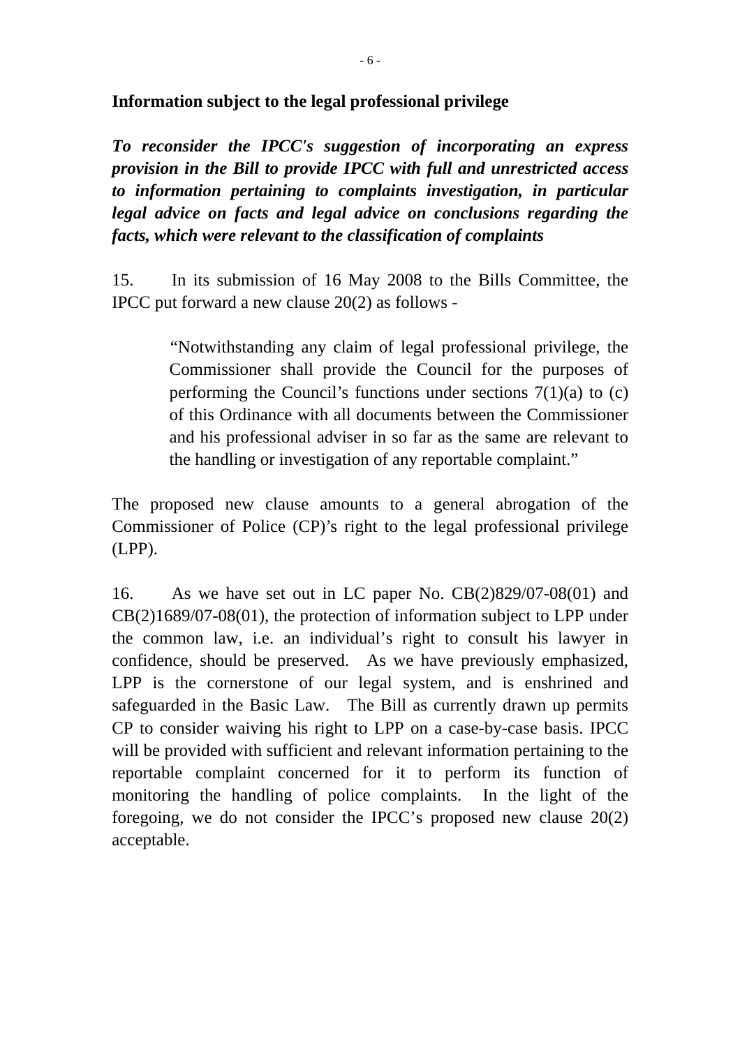**Information subject to the legal professional privilege**

***To reconsider the IPCC's suggestion of incorporating an express provision in the Bill to provide IPCC with full and unrestricted access to information pertaining to complaints investigation, in particular legal advice on facts and legal advice on conclusions regarding the facts, which were relevant to the classification of complaints***

15. In its submission of 16 May 2008 to the Bills Committee, the IPCC put forward a new clause 20(2) as follows -

> "Notwithstanding any claim of legal professional privilege, the Commissioner shall provide the Council for the purposes of performing the Council's functions under sections 7(1)(a) to (c) of this Ordinance with all documents between the Commissioner and his professional adviser in so far as the same are relevant to the handling or investigation of any reportable complaint."

The proposed new clause amounts to a general abrogation of the Commissioner of Police (CP)'s right to the legal professional privilege (LPP).

16. As we have set out in LC paper No. CB(2)829/07-08(01) and CB(2)1689/07-08(01), the protection of information subject to LPP under the common law, i.e. an individual's right to consult his lawyer in confidence, should be preserved. As we have previously emphasized, LPP is the cornerstone of our legal system, and is enshrined and safeguarded in the Basic Law. The Bill as currently drawn up permits CP to consider waiving his right to LPP on a case-by-case basis. IPCC will be provided with sufficient and relevant information pertaining to the reportable complaint concerned for it to perform its function of monitoring the handling of police complaints. In the light of the foregoing, we do not consider the IPCC's proposed new clause 20(2) acceptable.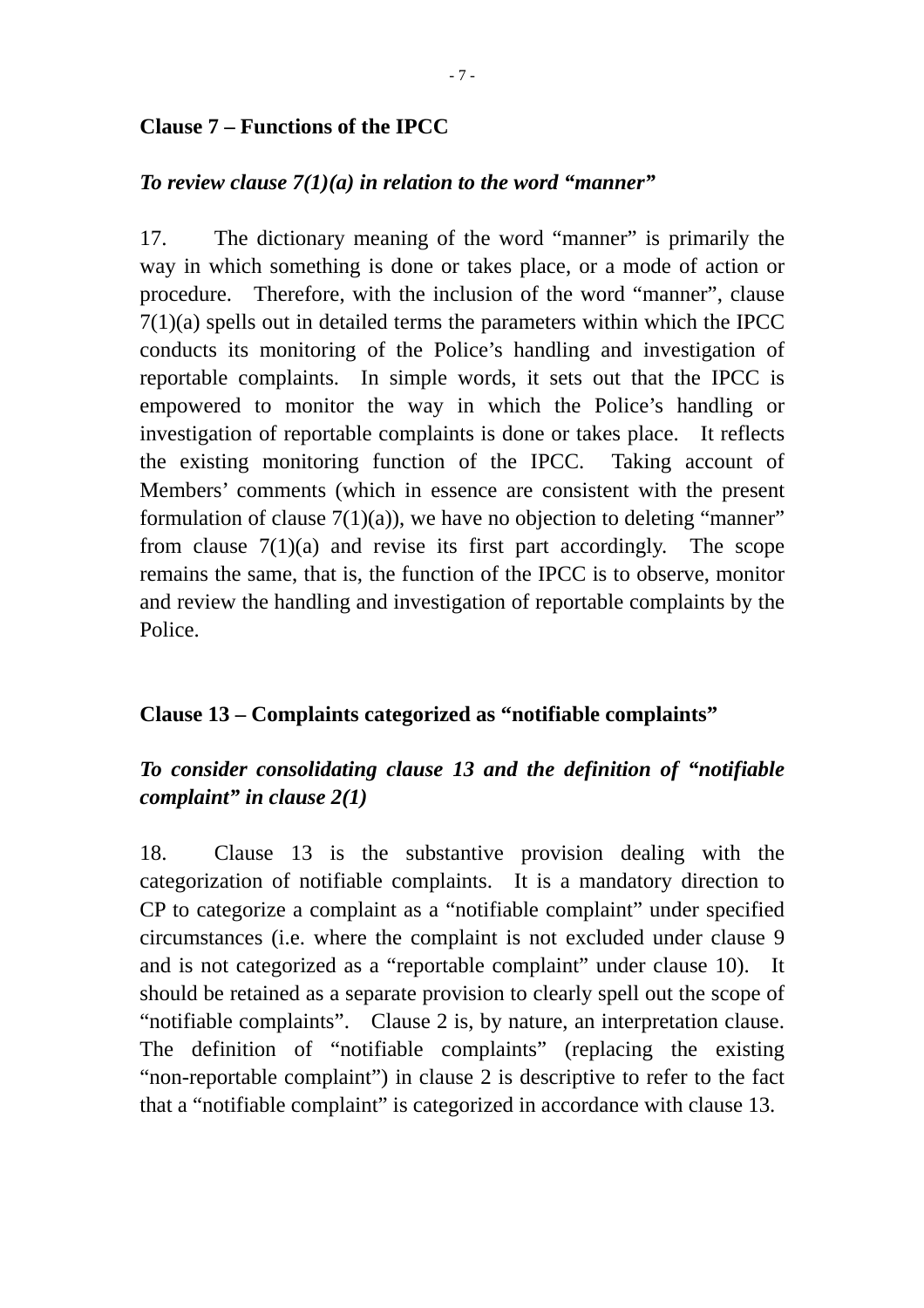**Clause 7 – Functions of the IPCC**

***To review clause 7(1)(a) in relation to the word "manner"***

17. The dictionary meaning of the word "manner" is primarily the way in which something is done or takes place, or a mode of action or procedure. Therefore, with the inclusion of the word "manner", clause 7(1)(a) spells out in detailed terms the parameters within which the IPCC conducts its monitoring of the Police's handling and investigation of reportable complaints. In simple words, it sets out that the IPCC is empowered to monitor the way in which the Police's handling or investigation of reportable complaints is done or takes place. It reflects the existing monitoring function of the IPCC. Taking account of Members' comments (which in essence are consistent with the present formulation of clause 7(1)(a)), we have no objection to deleting "manner" from clause 7(1)(a) and revise its first part accordingly. The scope remains the same, that is, the function of the IPCC is to observe, monitor and review the handling and investigation of reportable complaints by the Police.

**Clause 13 – Complaints categorized as "notifiable complaints"**

***To consider consolidating clause 13 and the definition of "notifiable complaint" in clause 2(1)***

18. Clause 13 is the substantive provision dealing with the categorization of notifiable complaints. It is a mandatory direction to CP to categorize a complaint as a "notifiable complaint" under specified circumstances (i.e. where the complaint is not excluded under clause 9 and is not categorized as a "reportable complaint" under clause 10). It should be retained as a separate provision to clearly spell out the scope of "notifiable complaints". Clause 2 is, by nature, an interpretation clause. The definition of "notifiable complaints" (replacing the existing "non-reportable complaint") in clause 2 is descriptive to refer to the fact that a "notifiable complaint" is categorized in accordance with clause 13.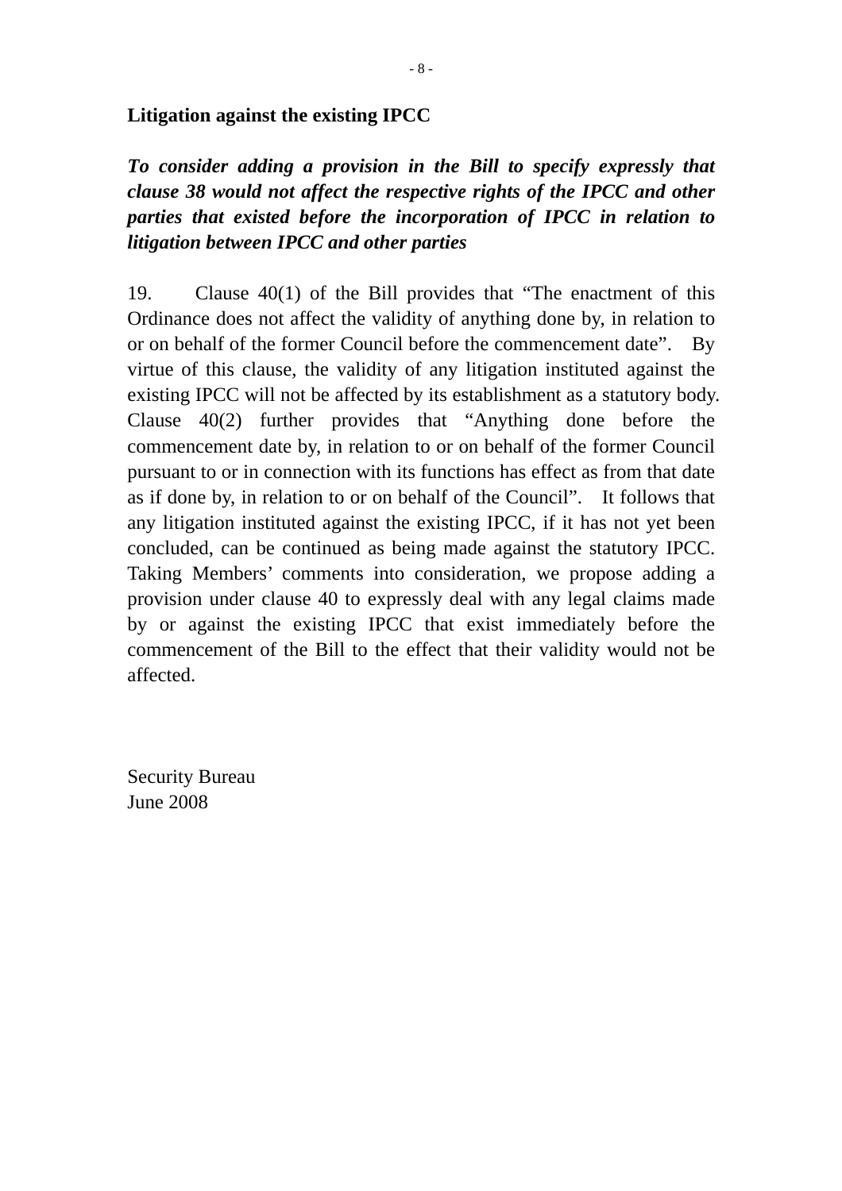**Litigation against the existing IPCC**

***To consider adding a provision in the Bill to specify expressly that clause 38 would not affect the respective rights of the IPCC and other parties that existed before the incorporation of IPCC in relation to litigation between IPCC and other parties***

19. Clause 40(1) of the Bill provides that "The enactment of this Ordinance does not affect the validity of anything done by, in relation to or on behalf of the former Council before the commencement date". By virtue of this clause, the validity of any litigation instituted against the existing IPCC will not be affected by its establishment as a statutory body. Clause 40(2) further provides that "Anything done before the commencement date by, in relation to or on behalf of the former Council pursuant to or in connection with its functions has effect as from that date as if done by, in relation to or on behalf of the Council". It follows that any litigation instituted against the existing IPCC, if it has not yet been concluded, can be continued as being made against the statutory IPCC. Taking Members' comments into consideration, we propose adding a provision under clause 40 to expressly deal with any legal claims made by or against the existing IPCC that exist immediately before the commencement of the Bill to the effect that their validity would not be affected.

Security Bureau
June 2008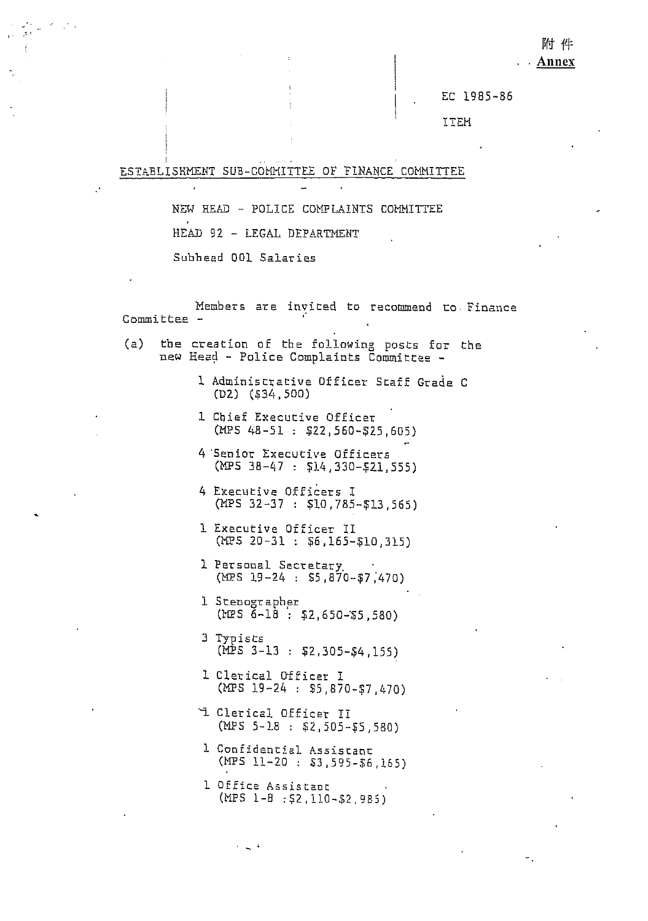附 件
**Annex**

EC 1985-86

ITEM

ESTABLISHMENT SUB-COMMITTEE OF FINANCE COMMITTEE

NEW HEAD - POLICE COMPLAINTS COMMITTEE

HEAD 92 - LEGAL DEPARTMENT

Subhead 001 Salaries

Members are invited to recommend to Finance Committee -

(a) the creation of the following posts for the new Head - Police Complaints Committee -

- 1 Administrative Officer Staff Grade C (D2) ($34,500)
- 1 Chief Executive Officer (MPS 48-51 : $22,560-$25,605)
- 4 Senior Executive Officers (MPS 38-47 : $14,330-$21,555)
- 4 Executive Officers I (MPS 32-37 : $10,785-$13,565)
- 1 Executive Officer II (MPS 20-31 : $6,165-$10,315)
- 1 Personal Secretary (MPS 19-24 : $5,870-$7,470)
- 1 Stenographer (MPS 6-18 : $2,650-$5,580)
- 3 Typists (MPS 3-13 : $2,305-$4,155)
- 1 Clerical Officer I (MPS 19-24 : $5,870-$7,470)
- 1 Clerical Officer II (MPS 5-18 : $2,505-$5,580)
- 1 Confidential Assistant (MPS 11-20 : $3,595-$6,165)
- 1 Office Assistant (MPS 1-8 : $2,110-$2,985)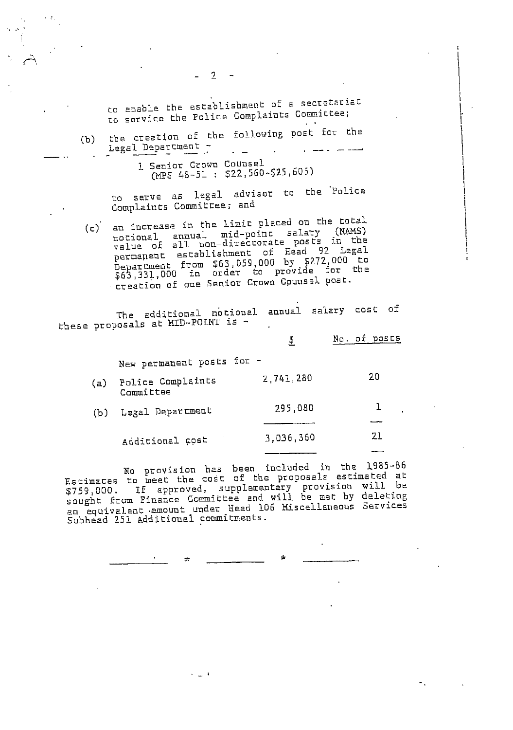to enable the establishment of a secretariat to service the Police Complaints Committee;

(b) the creation of the following post for the Legal Department -

> 1 Senior Crown Counsel
> (MPS 48-51 : $22,560-$25,605)

to serve as legal adviser to the Police Complaints Committee; and

(c) an increase in the limit placed on the total notional annual mid-point salary (NAMS) value of all non-directorate posts in the permanent establishment of Head 92 Legal Department from $63,059,000 by $272,000 to $63,331,000 in order to provide for the creation of one Senior Crown Counsel post.

The additional notional annual salary cost of these proposals at MID-POINT is -

| | $ | No. of posts |
|---|---|---|
| New permanent posts for - | | |
| (a) Police Complaints Committee | 2,741,280 | 20 |
| (b) Legal Department | 295,080 | 1 |
| Additional cost | 3,036,360 | 21 |

No provision has been included in the 1985-86 Estimates to meet the cost of the proposals estimated at $759,000. If approved, supplementary provision will be sought from Finance Committee and will be met by deleting an equivalent amount under Head 106 Miscellaneous Services Subhead 251 Additional commitments.

\* \*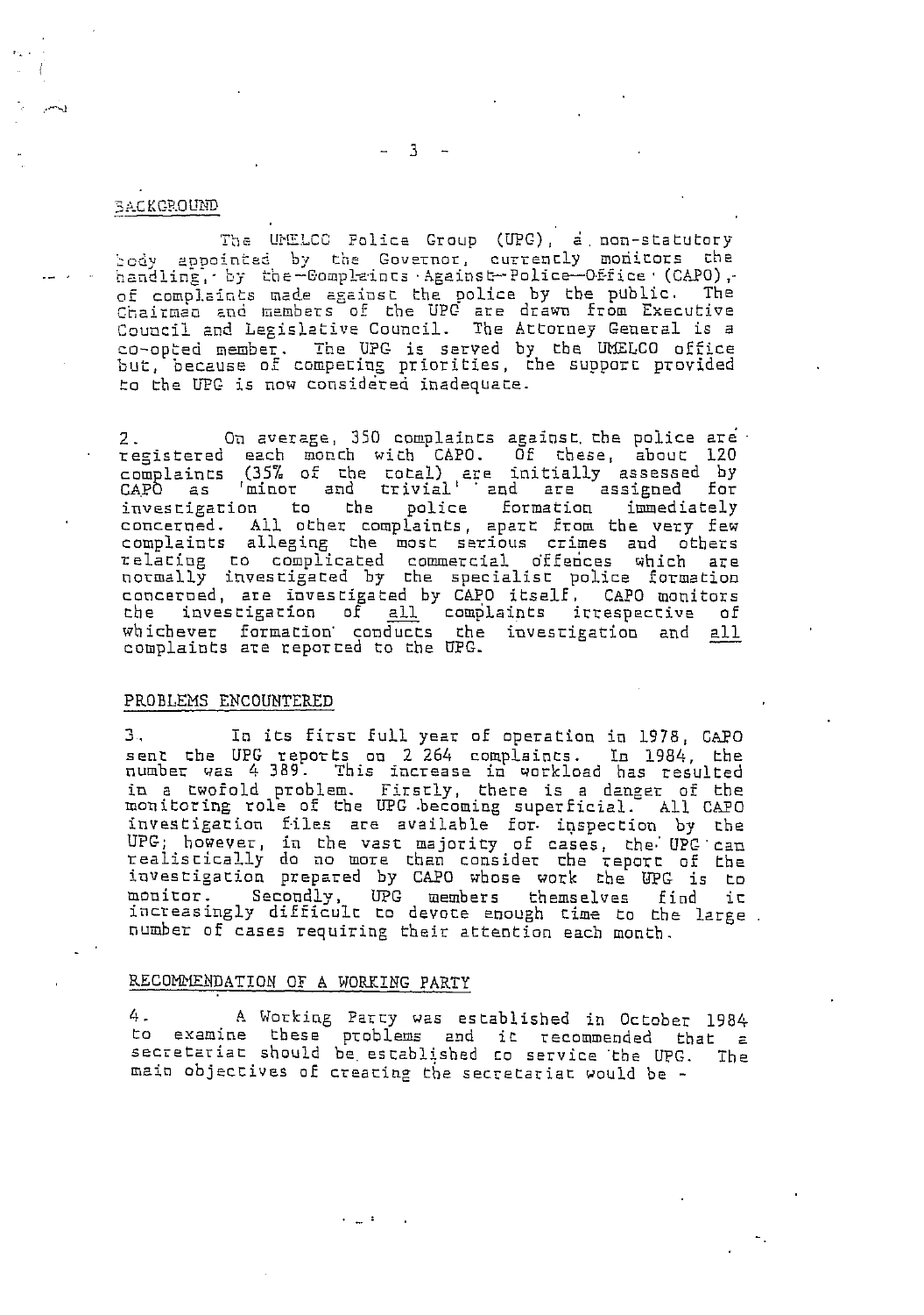## BACKGROUND

The UMELCO Police Group (UPG), a non-statutory body appointed by the Governor, currently monitors the handling, by the Complaints Against Police Office (CAPO), of complaints made against the police by the public. The Chairman and members of the UPG are drawn from Executive Council and Legislative Council. The Attorney General is a co-opted member. The UPG is served by the UMELCO office but, because of competing priorities, the support provided to the UPG is now considered inadequate.

2. On average, 350 complaints against the police are registered each month with CAPO. Of these, about 120 complaints (35% of the total) are initially assessed by CAPO as 'minor and trivial' and are assigned for investigation to the police formation immediately concerned. All other complaints, apart from the very few complaints alleging the most serious crimes and others relating to complicated commercial offences which are normally investigated by the specialist police formation concerned, are investigated by CAPO itself. CAPO monitors the investigation of all complaints irrespective of whichever formation conducts the investigation and all complaints are reported to the UPG.

## PROBLEMS ENCOUNTERED

3. In its first full year of operation in 1978, CAPO sent the UPG reports on 2 264 complaints. In 1984, the number was 4 389. This increase in workload has resulted in a twofold problem. Firstly, there is a danger of the monitoring role of the UPG becoming superficial. All CAPO investigation files are available for inspection by the UPG; however, in the vast majority of cases, the UPG can realistically do no more than consider the report of the investigation prepared by CAPO whose work the UPG is to monitor. Secondly, UPG members themselves find it increasingly difficult to devote enough time to the large number of cases requiring their attention each month.

## RECOMMENDATION OF A WORKING PARTY

4. A Working Party was established in October 1984 to examine these problems and it recommended that a secretariat should be established to service the UPG. The main objectives of creating the secretariat would be -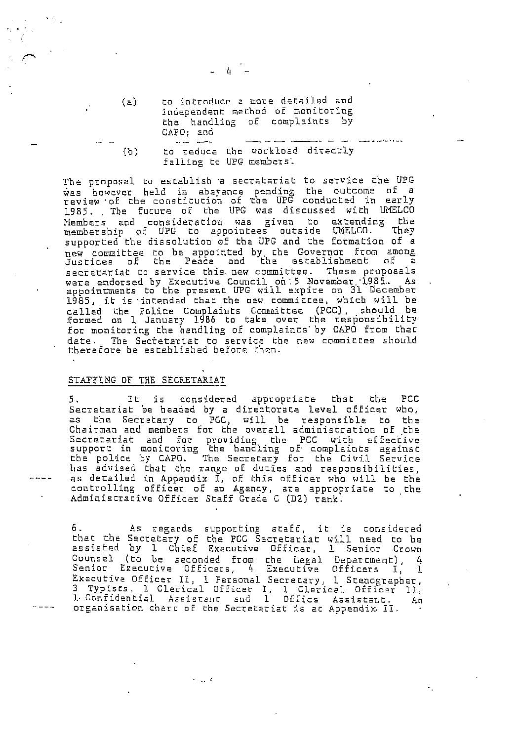(a) to introduce a more detailed and independent method of monitoring the handling of complaints by CAPO; and

(b) to reduce the workload directly falling to UPG members.

The proposal to establish a secretariat to service the UPG was however held in abeyance pending the outcome of a review of the constitution of the UPG conducted in early 1985. The future of the UPG was discussed with UMELCO Members and consideration was given to extending the membership of UPG to appointees outside UMELCO. They supported the dissolution of the UPG and the formation of a new committee to be appointed by the Governor from among Justices of the Peace and the establishment of a secretariat to service this new committee. These proposals were endorsed by Executive Council on 5 November 1985. As appointments to the present UPG will expire on 31 December 1985, it is intended that the new committee, which will be called the Police Complaints Committee (PCC), should be formed on 1 January 1986 to take over the responsibility for monitoring the handling of complaints by CAPO from that date. The Secretariat to service the new committee should therefore be established before then.

## STAFFING OF THE SECRETARIAT

5. It is considered appropriate that the PCC Secretariat be headed by a directorate level officer who, as the Secretary to PCC, will be responsible to the Chairman and members for the overall administration of the Secretariat and for providing the PCC with effective support in monitoring the handling of complaints against the police by CAPO. The Secretary for the Civil Service has advised that the range of duties and responsibilities, as detailed in Appendix I, of this officer who will be the controlling officer of an Agency, are appropriate to the Administrative Officer Staff Grade C (D2) rank.

6. As regards supporting staff, it is considered that the Secretary of the PCC Secretariat will need to be assisted by 1 Chief Executive Officer, 1 Senior Crown Counsel (to be seconded from the Legal Department), 4 Senior Executive Officers, 4 Executive Officers I, 1 Executive Officer II, 1 Personal Secretary, 1 Stenographer, 3 Typists, 1 Clerical Officer I, 1 Clerical Officer II, 1 Confidential Assistant and 1 Office Assistant. An organisation chart of the Secretariat is at Appendix II.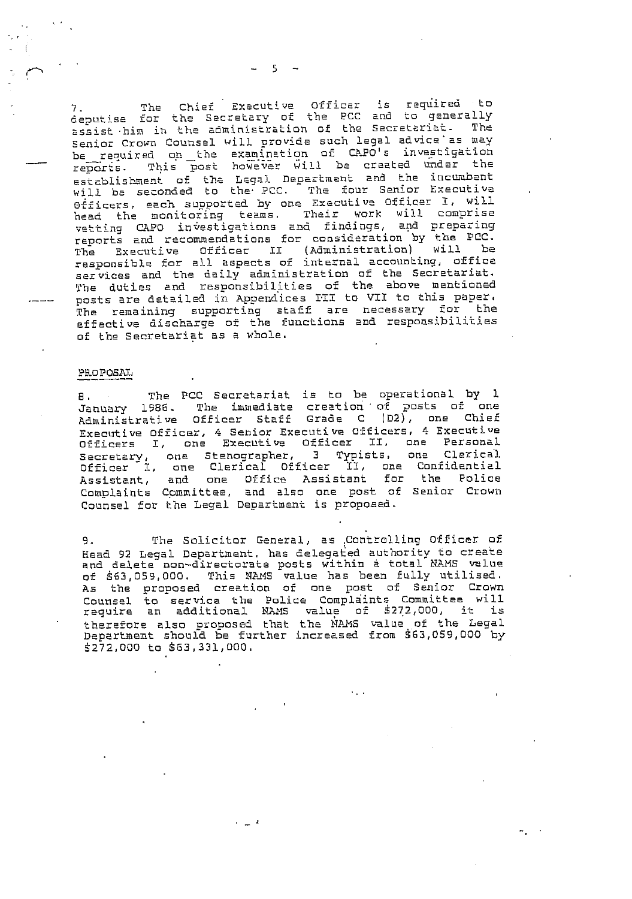7. The Chief Executive Officer is required to deputise for the Secretary of the PCC and to generally assist him in the administration of the Secretariat. The Senior Crown Counsel will provide such legal advice as may be required on the examination of CAPO's investigation reports. This post however will be created under the establishment of the Legal Department and the incumbent will be seconded to the PCC. The four Senior Executive Officers, each supported by one Executive Officer I, will head the monitoring teams. Their work will comprise vetting CAPO investigations and findings, and preparing reports and recommendations for consideration by the PCC. The Executive Officer II (Administration) will be responsible for all aspects of internal accounting, office services and the daily administration of the Secretariat. The duties and responsibilities of the above mentioned posts are detailed in Appendices III to VII to this paper. The remaining supporting staff are necessary for the effective discharge of the functions and responsibilities of the Secretariat as a whole.

## PROPOSAL

8. The PCC Secretariat is to be operational by 1 January 1986. The immediate creation of posts of one Administrative Officer Staff Grade C (D2), one Chief Executive Officer, 4 Senior Executive Officers, 4 Executive Officers I, one Executive Officer II, one Personal Secretary, one Stenographer, 3 Typists, one Clerical Officer I, one Clerical Officer II, one Confidential Assistant, and one Office Assistant for the Police Complaints Committee, and also one post of Senior Crown Counsel for the Legal Department is proposed.

9. The Solicitor General, as Controlling Officer of Head 92 Legal Department, has delegated authority to create and delete non-directorate posts within a total NAMS value of $63,059,000. This NAMS value has been fully utilised. As the proposed creation of one post of Senior Crown Counsel to service the Police Complaints Committee will require an additional NAMS value of $272,000, it is therefore also proposed that the NAMS value of the Legal Department should be further increased from $63,059,000 by $272,000 to $63,331,000.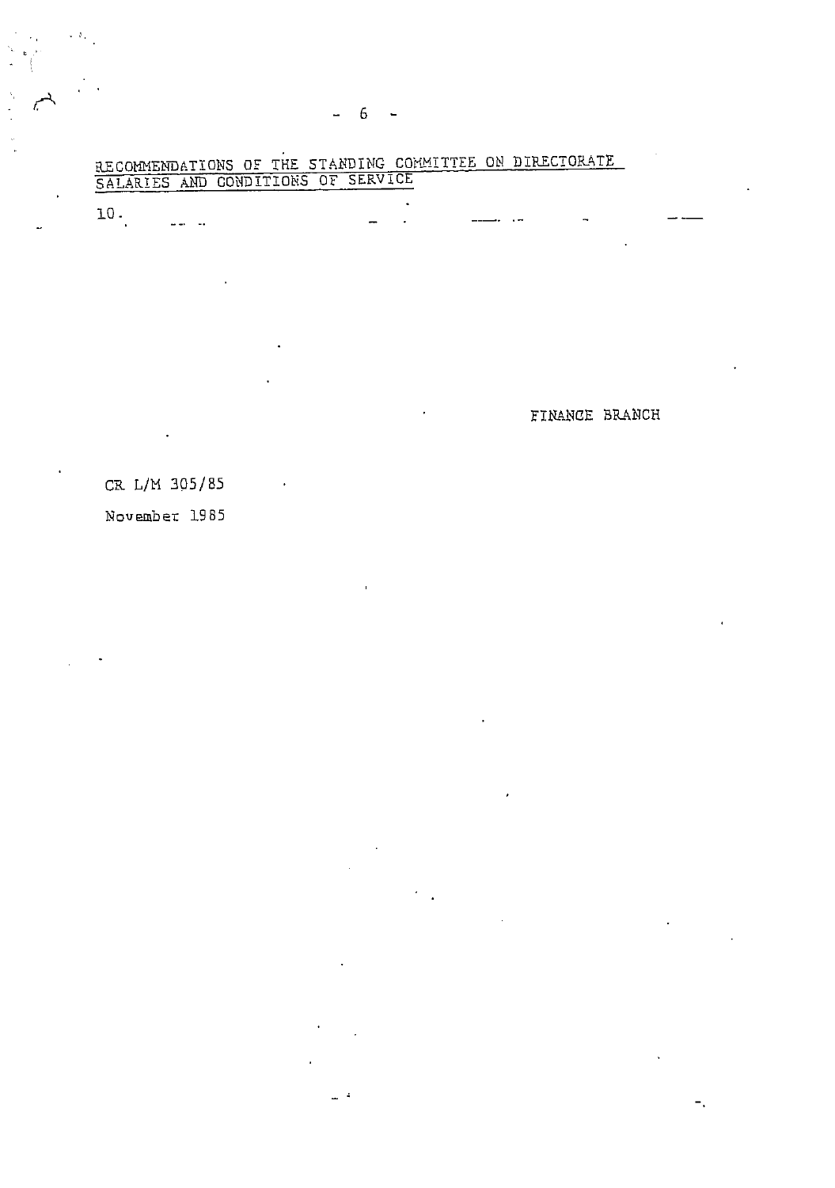## RECOMMENDATIONS OF THE STANDING COMMITTEE ON DIRECTORATE SALARIES AND CONDITIONS OF SERVICE

10.

FINANCE BRANCH

CR L/M 305/85

November 1985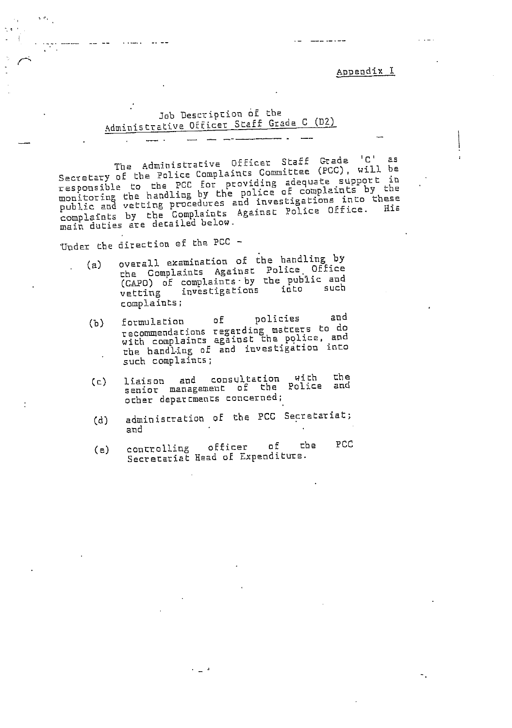Appendix I

## Job Description of the Administrative Officer Staff Grade C (D2)

The Administrative Officer Staff Grade 'C' as Secretary of the Police Complaints Committee (PCC), will be responsible to the PCC for providing adequate support in monitoring the handling by the police of complaints by the public and vetting procedures and investigations into these complaints by the Complaints Against Police Office. His main duties are detailed below.

Under the direction of the PCC -

(a) overall examination of the handling by the Complaints Against Police Office (CAPO) of complaints by the public and vetting investigations into such complaints;

(b) formulation of policies and recommendations regarding matters to do with complaints against the police, and the handling of and investigation into such complaints;

(c) liaison and consultation with the senior management of the Police and other departments concerned;

(d) administration of the PCC Secretariat; and

(e) controlling officer of the PCC Secretariat Head of Expenditure.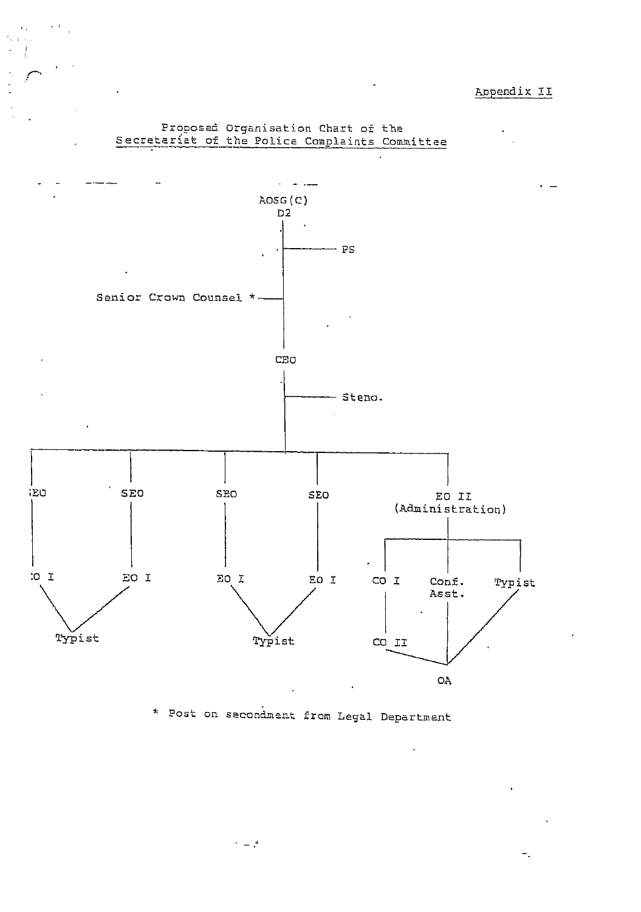Appendix II

## Proposed Organisation Chart of the Secretariat of the Police Complaints Committee

- AOSG(C) D2
  - PS
  - Senior Crown Counsel *
  - CEO
    - Steno.
    - SEO
      - EO I
    - SEO
      - EO I
    - (Typist shared by the above two EO I)
    - SEO
      - EO I
    - SEO
      - EO I
    - (Typist shared by the above two EO I)
    - EO II (Administration)
      - CO I
        - CO II
      - Conf. Asst.
      - Typist
      - (OA shared by CO II, Conf. Asst. and Typist)

\* Post on secondment from Legal Department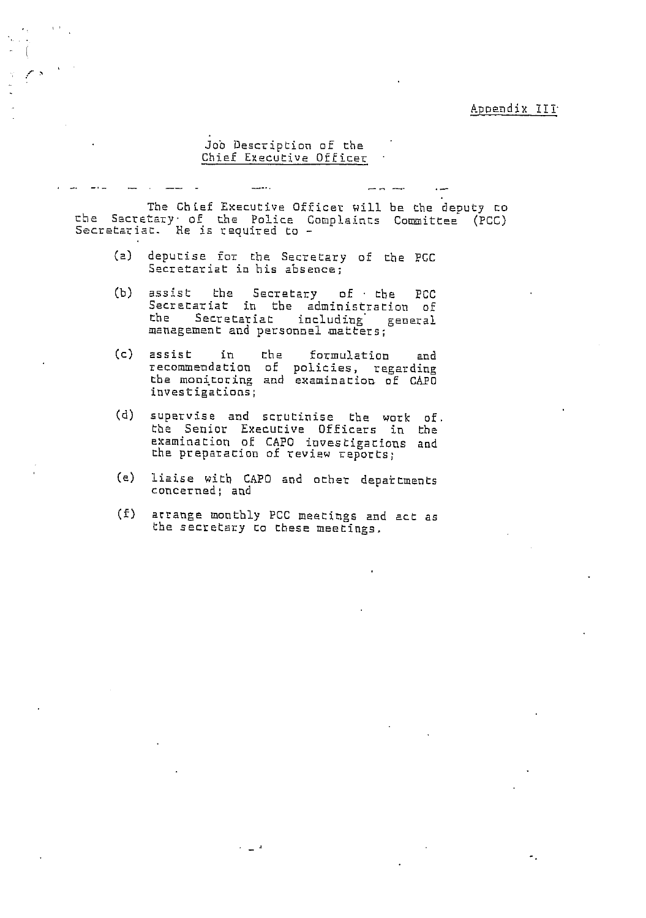Appendix III

Job Description of the Chief Executive Officer

The Chief Executive Officer will be the deputy to the Secretary of the Police Complaints Committee (PCC) Secretariat. He is required to -

(a) deputise for the Secretary of the PCC Secretariat in his absence;

(b) assist the Secretary of the PCC Secretariat in the administration of the Secretariat including general management and personnel matters;

(c) assist in the formulation and recommendation of policies, regarding the monitoring and examination of CAPO investigations;

(d) supervise and scrutinise the work of the Senior Executive Officers in the examination of CAPO investigations and the preparation of review reports;

(e) liaise with CAPO and other departments concerned; and

(f) arrange monthly PCC meetings and act as the secretary to these meetings.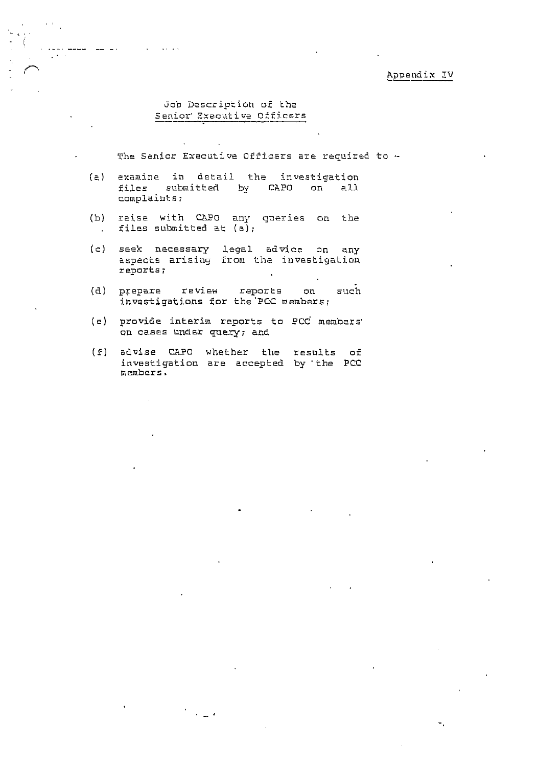Appendix IV

## Job Description of the Senior Executive Officers

The Senior Executive Officers are required to -

(a) examine in detail the investigation files submitted by CAPO on all complaints;

(b) raise with CAPO any queries on the files submitted at (a);

(c) seek necessary legal advice on any aspects arising from the investigation reports;

(d) prepare review reports on such investigations for the PCC members;

(e) provide interim reports to PCC members on cases under query; and

(f) advise CAPO whether the results of investigation are accepted by the PCC members.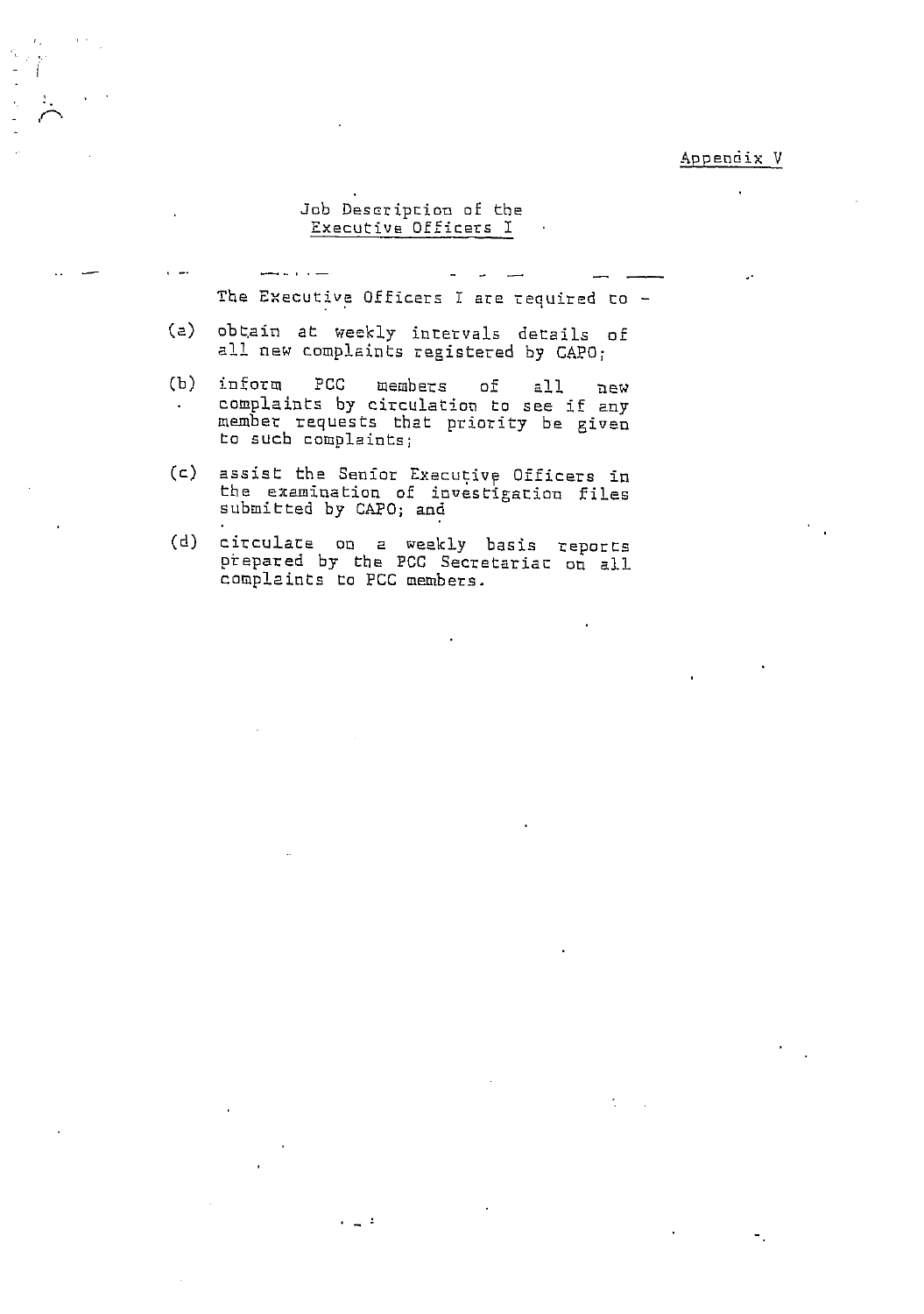Appendix V

## Job Description of the Executive Officers I

The Executive Officers I are required to -

(a) obtain at weekly intervals details of all new complaints registered by CAPO;

(b) inform PCC members of all new complaints by circulation to see if any member requests that priority be given to such complaints;

(c) assist the Senior Executive Officers in the examination of investigation files submitted by CAPO; and

(d) circulate on a weekly basis reports prepared by the PCC Secretariat on all complaints to PCC members.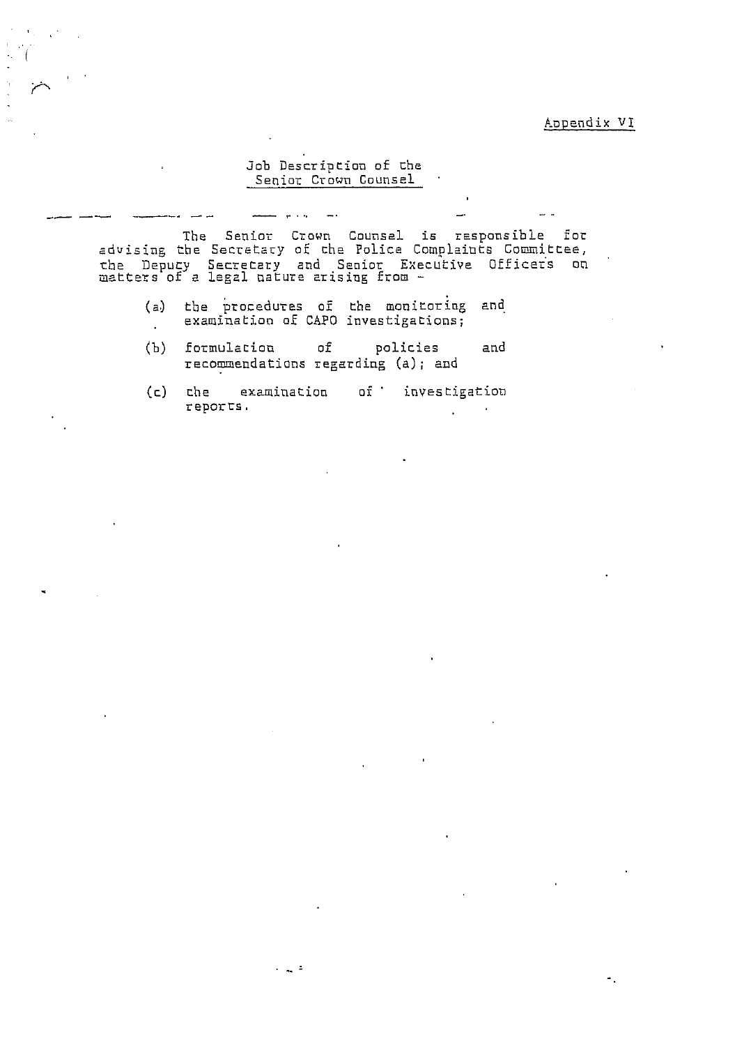Appendix VI

## Job Description of the Senior Crown Counsel

The Senior Crown Counsel is responsible for advising the Secretary of the Police Complaints Committee, the Deputy Secretary and Senior Executive Officers on matters of a legal nature arising from -

(a) the procedures of the monitoring and examination of CAPO investigations;

(b) formulation of policies and recommendations regarding (a); and

(c) the examination of investigation reports.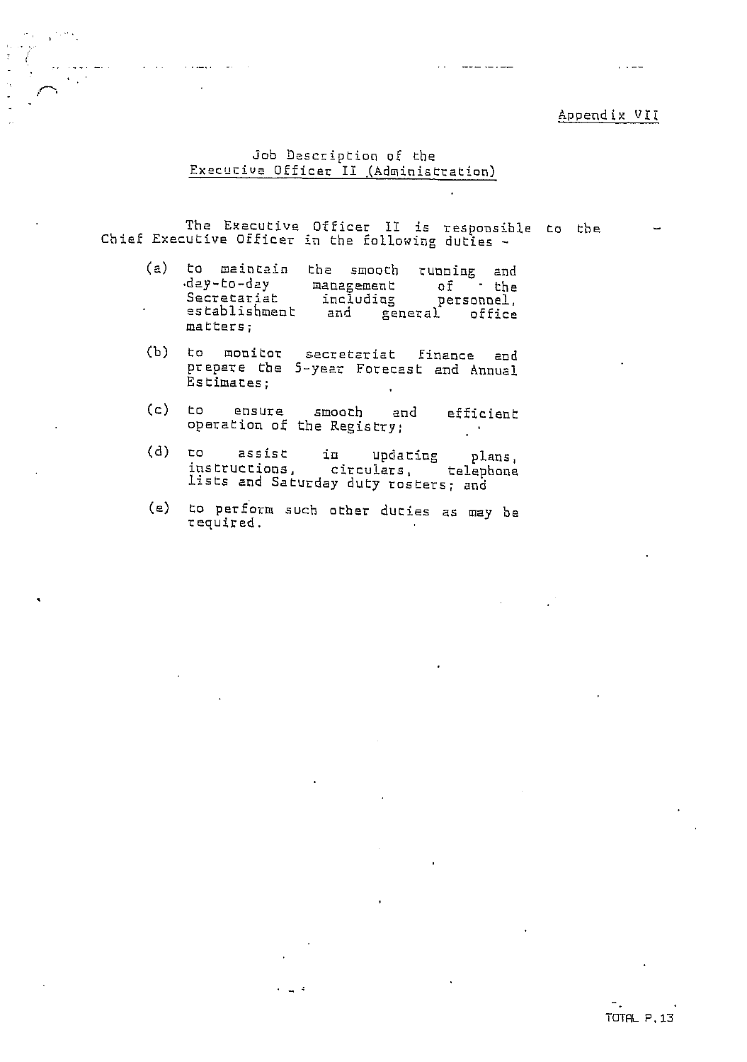Appendix VII

## Job Description of the Executive Officer II (Administration)

The Executive Officer II is responsible to the Chief Executive Officer in the following duties -

(a) to maintain the smooth running and day-to-day management of the Secretariat including personnel, establishment and general office matters;

(b) to monitor secretariat finance and prepare the 5-year Forecast and Annual Estimates;

(c) to ensure smooth and efficient operation of the Registry;

(d) to assist in updating plans, instructions, circulars, telephone lists and Saturday duty rosters; and

(e) to perform such other duties as may be required.